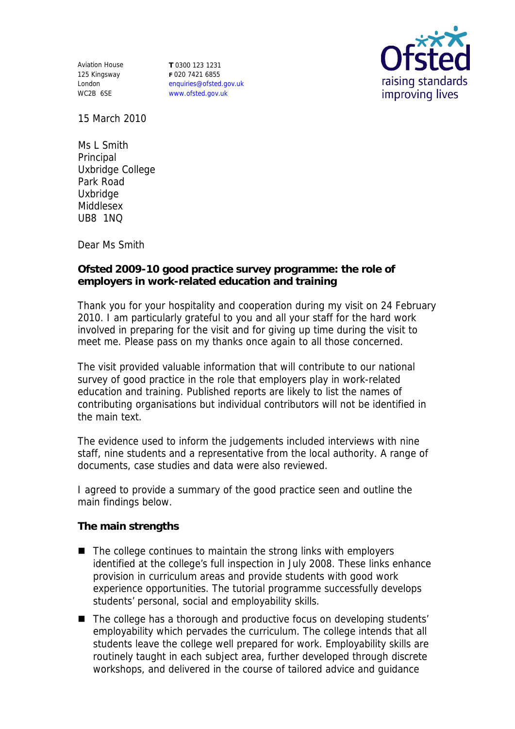Aviation House
125 Kingsway
London
WC2B 6SE

**T** 0300 123 1231
**F** 020 7421 6855
enquiries@ofsted.gov.uk
www.ofsted.gov.uk

15 March 2010

Ms L Smith
Principal
Uxbridge College
Park Road
Uxbridge
Middlesex
UB8 1NQ

Dear Ms Smith

**Ofsted 2009-10 good practice survey programme: the role of employers in work-related education and training**

Thank you for your hospitality and cooperation during my visit on 24 February 2010. I am particularly grateful to you and all your staff for the hard work involved in preparing for the visit and for giving up time during the visit to meet me. Please pass on my thanks once again to all those concerned.

The visit provided valuable information that will contribute to our national survey of good practice in the role that employers play in work-related education and training. Published reports are likely to list the names of contributing organisations but individual contributors will not be identified in the main text.

The evidence used to inform the judgements included interviews with nine staff, nine students and a representative from the local authority. A range of documents, case studies and data were also reviewed.

I agreed to provide a summary of the good practice seen and outline the main findings below.

**The main strengths**

- The college continues to maintain the strong links with employers identified at the college's full inspection in July 2008. These links enhance provision in curriculum areas and provide students with good work experience opportunities. The tutorial programme successfully develops students' personal, social and employability skills.
- The college has a thorough and productive focus on developing students' employability which pervades the curriculum. The college intends that all students leave the college well prepared for work. Employability skills are routinely taught in each subject area, further developed through discrete workshops, and delivered in the course of tailored advice and guidance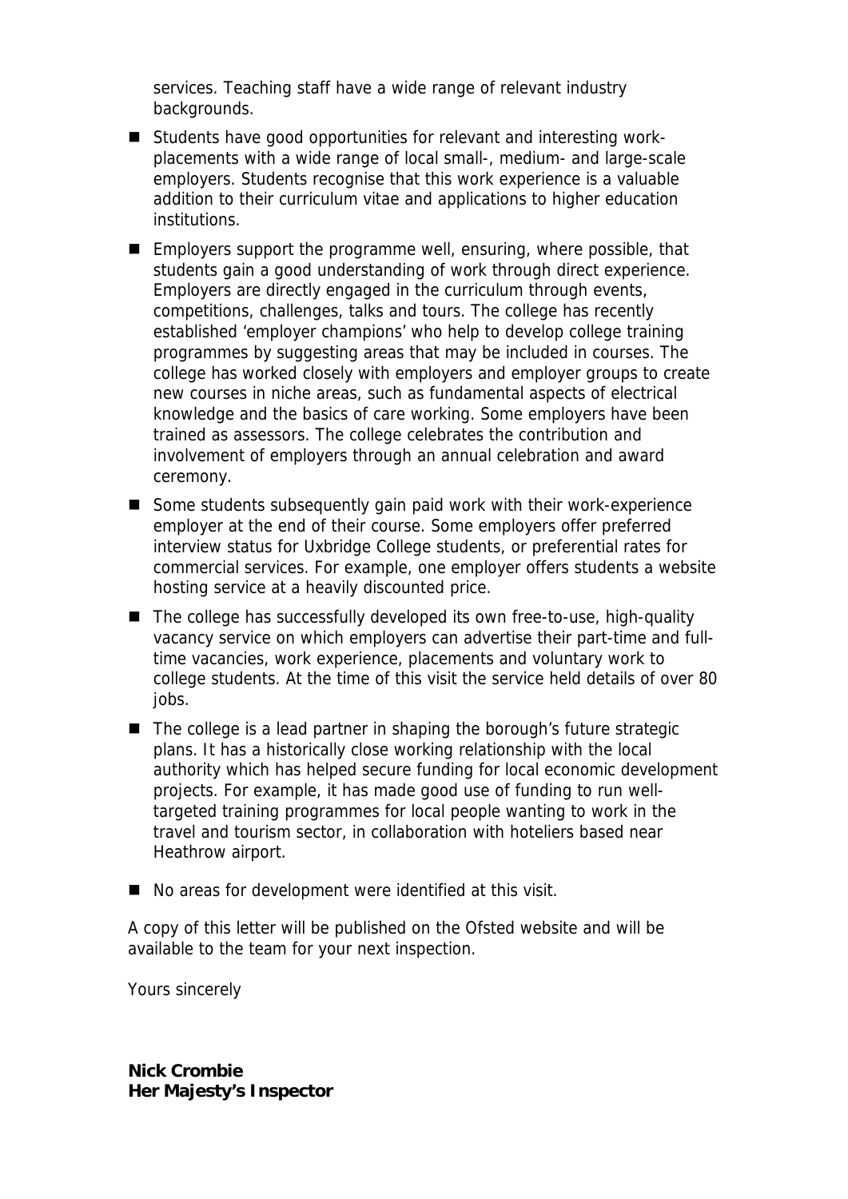services. Teaching staff have a wide range of relevant industry backgrounds.

- Students have good opportunities for relevant and interesting work-placements with a wide range of local small-, medium- and large-scale employers. Students recognise that this work experience is a valuable addition to their curriculum vitae and applications to higher education institutions.
- Employers support the programme well, ensuring, where possible, that students gain a good understanding of work through direct experience. Employers are directly engaged in the curriculum through events, competitions, challenges, talks and tours. The college has recently established 'employer champions' who help to develop college training programmes by suggesting areas that may be included in courses. The college has worked closely with employers and employer groups to create new courses in niche areas, such as fundamental aspects of electrical knowledge and the basics of care working. Some employers have been trained as assessors. The college celebrates the contribution and involvement of employers through an annual celebration and award ceremony.
- Some students subsequently gain paid work with their work-experience employer at the end of their course. Some employers offer preferred interview status for Uxbridge College students, or preferential rates for commercial services. For example, one employer offers students a website hosting service at a heavily discounted price.
- The college has successfully developed its own free-to-use, high-quality vacancy service on which employers can advertise their part-time and full-time vacancies, work experience, placements and voluntary work to college students. At the time of this visit the service held details of over 80 jobs.
- The college is a lead partner in shaping the borough's future strategic plans. It has a historically close working relationship with the local authority which has helped secure funding for local economic development projects. For example, it has made good use of funding to run well-targeted training programmes for local people wanting to work in the travel and tourism sector, in collaboration with hoteliers based near Heathrow airport.
- No areas for development were identified at this visit.

A copy of this letter will be published on the Ofsted website and will be available to the team for your next inspection.

Yours sincerely

**Nick Crombie**
**Her Majesty's Inspector**